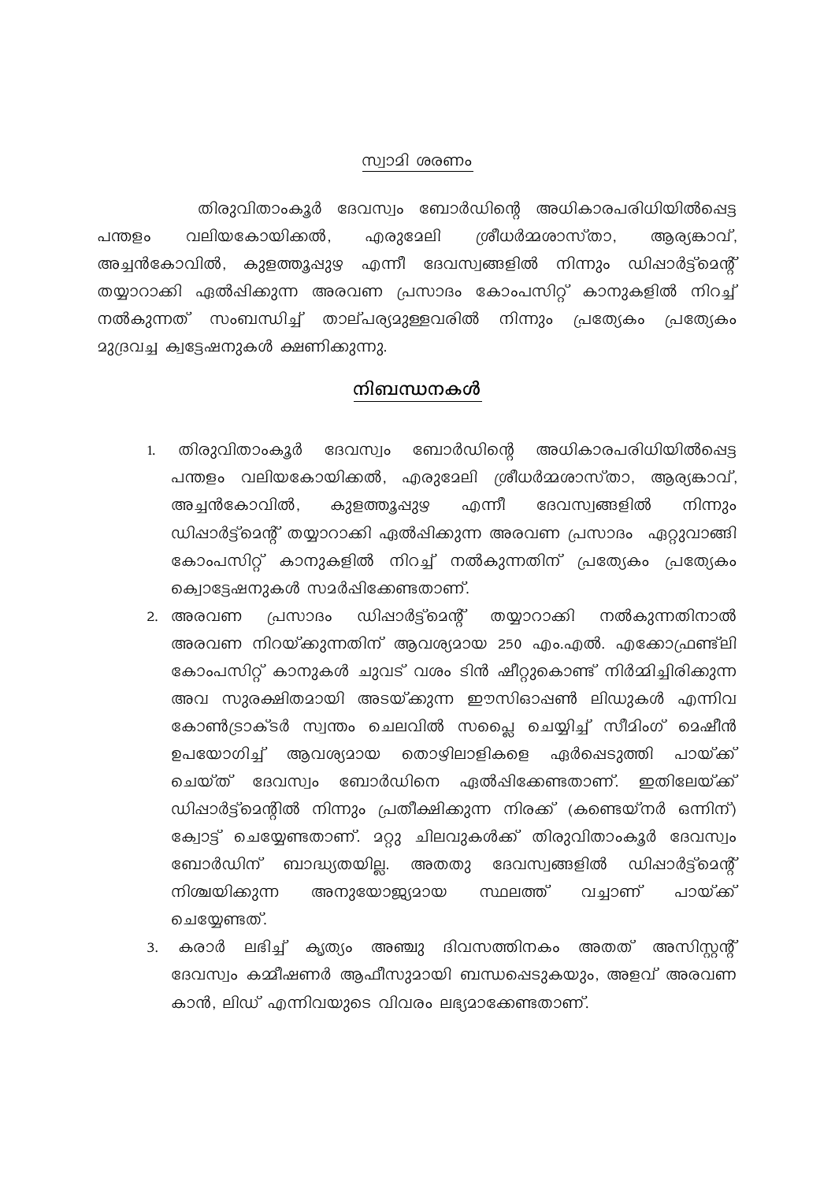<u>സ്വാമി ശരണം</u>

തിരുവിതാംകൂർ ദേവസ്വം ബോർഡിന്റെ അധികാരപരിധിയിൽപ്പെട്ട പന്തളം വലിയകോയിക്കൽ, എരുമേലി ശ്രീധർമ്മശാസ്താ, ആര്യങ്കാവ്, അച്ചൻകോവിൽ, കുളത്തൂപ്പുഴ എന്നീ ദേവസ്വങ്ങളിൽ നിന്നും ഡിപ്പാർട്ട്മെന്റ് തയ്യാറാക്കി ഏൽപ്പിക്കുന്ന അരവണ പ്രസാദം കോംപസിറ്റ് കാനുകളിൽ നിറച്ച് നൽകുന്നത് സംബന്ധിച്ച് താല്പര്യമുള്ളവരിൽ നിന്നും പ്രത്യേകം പ്രത്യേകം മുദ്രവച്ച ക്വട്ടേഷനുകൾ ക്ഷണിക്കുന്നു.

## <u>നിബന്ധനകൾ</u>

1. തിരുവിതാംകൂർ ദേവസ്വം ബോർഡിന്റെ അധികാരപരിധിയിൽപ്പെട്ട പന്തളം വലിയകോയിക്കൽ, എരുമേലി ശ്രീധർമ്മശാസ്താ, ആര്യങ്കാവ്, അച്ചൻകോവിൽ, കുളത്തൂപ്പുഴ എന്നീ ദേവസ്വങ്ങളിൽ നിന്നും ഡിപ്പാർട്ട്മെന്റ് തയ്യാറാക്കി ഏൽപ്പിക്കുന്ന അരവണ പ്രസാദം ഏറ്റുവാങ്ങി കോംപസിറ്റ് കാനുകളിൽ നിറച്ച് നൽകുന്നതിന് പ്രത്യേകം പ്രത്യേകം ക്വൊട്ടേഷനുകൾ സമർപ്പിക്കേണ്ടതാണ്.
2. അരവണ പ്രസാദം ഡിപ്പാർട്ട്മെന്റ് തയ്യാറാക്കി നൽകുന്നതിനാൽ അരവണ നിറയ്ക്കുന്നതിന് ആവശ്യമായ 250 എം.എൽ. എക്കോഫ്രണ്ട്ലി കോംപസിറ്റ് കാനുകൾ ചുവട് വശം ടിൻ ഷീറ്റുകൊണ്ട് നിർമ്മിച്ചിരിക്കുന്ന അവ സുരക്ഷിതമായി അടയ്ക്കുന്ന ഈസിഓപ്പൺ ലിഡുകൾ എന്നിവ കോൺട്രാക്ടർ സ്വന്തം ചെലവിൽ സപ്ലൈ ചെയ്യിച്ച് സീമിംഗ് മെഷീൻ ഉപയോഗിച്ച് ആവശ്യമായ തൊഴിലാളികളെ ഏർപ്പെടുത്തി പായ്ക്ക് ചെയ്ത് ദേവസ്വം ബോർഡിനെ ഏൽപ്പിക്കേണ്ടതാണ്. ഇതിലേയ്ക്ക് ഡിപ്പാർട്ട്മെന്റിൽ നിന്നും പ്രതീക്ഷിക്കുന്ന നിരക്ക് (കണ്ടെയ്നർ ഒന്നിന്) ക്വോട്ട് ചെയ്യേണ്ടതാണ്. മറ്റു ചിലവുകൾക്ക് തിരുവിതാംകൂർ ദേവസ്വം ബോർഡിന് ബാദ്ധ്യതയില്ല. അതതു ദേവസ്വങ്ങളിൽ ഡിപ്പാർട്ട്മെന്റ് നിശ്ചയിക്കുന്ന അനുയോജ്യമായ സ്ഥലത്ത് വച്ചാണ് പായ്ക്ക് ചെയ്യേണ്ടത്.
3. കരാർ ലഭിച്ച് കൃത്യം അഞ്ചു ദിവസത്തിനകം അതത് അസിസ്റ്റന്റ് ദേവസ്വം കമ്മീഷണർ ആഫീസുമായി ബന്ധപ്പെടുകയും, അളവ് അരവണ കാൻ, ലിഡ് എന്നിവയുടെ വിവരം ലഭ്യമാക്കേണ്ടതാണ്.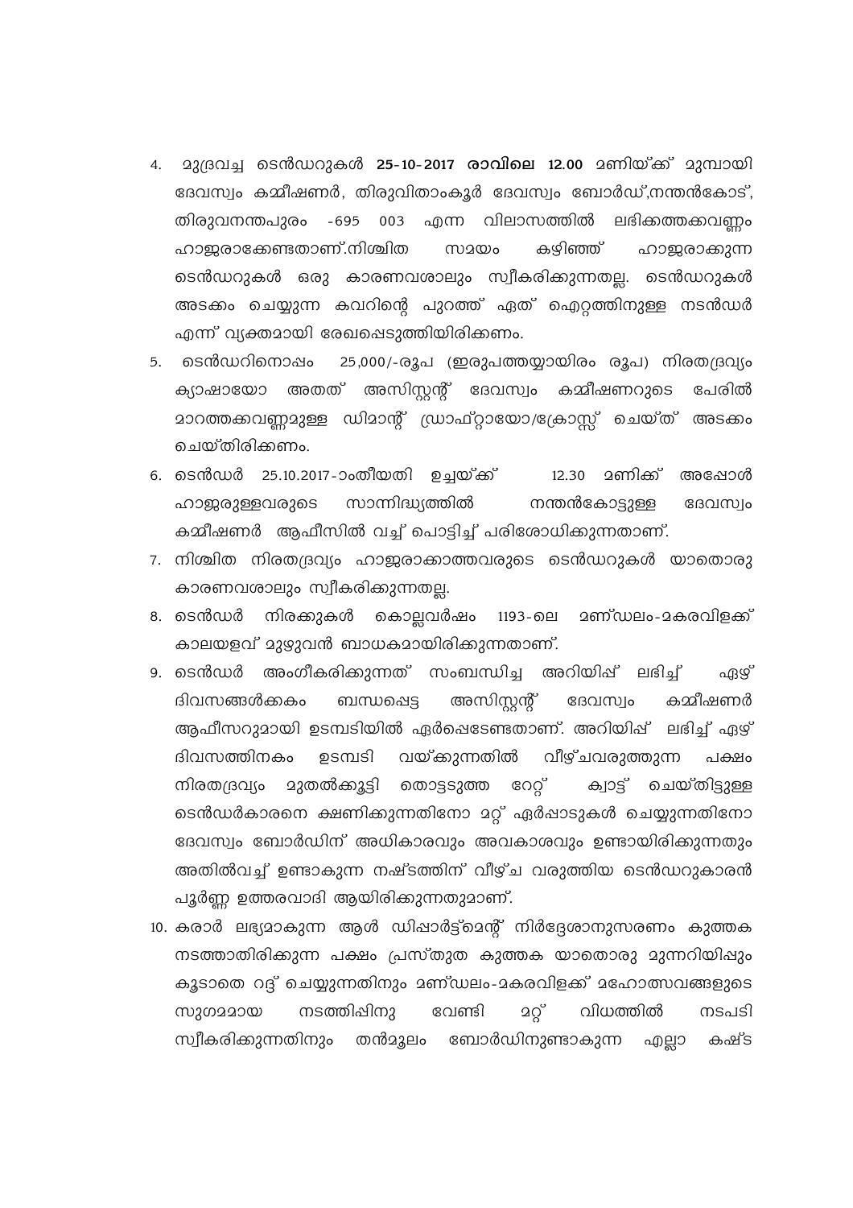4. മുദ്രവച്ച ടെൻഡറുകൾ **25-10-2017 രാവിലെ 12.00** മണിയ്ക്ക് മുമ്പായി ദേവസ്വം കമ്മീഷണർ, തിരുവിതാംകൂർ ദേവസ്വം ബോർഡ്,നന്തൻകോട്, തിരുവനന്തപുരം -695 003 എന്ന വിലാസത്തിൽ ലഭിക്കത്തക്കവണ്ണം ഹാജരാക്കേണ്ടതാണ്.നിശ്ചിത സമയം കഴിഞ്ഞ് ഹാജരാക്കുന്ന ടെൻഡറുകൾ ഒരു കാരണവശാലും സ്വീകരിക്കുന്നതല്ല. ടെൻഡറുകൾ അടക്കം ചെയ്യുന്ന കവറിന്റെ പുറത്ത് ഏത് ഐറ്റത്തിനുള്ള നടൻഡർ എന്ന് വ്യക്തമായി രേഖപ്പെടുത്തിയിരിക്കണം.
5. ടെൻഡറിനൊപ്പം 25,000/-രൂപ (ഇരുപത്തയ്യായിരം രൂപ) നിരതദ്രവ്യം ക്യാഷായോ അതത് അസിസ്റ്റന്റ് ദേവസ്വം കമ്മീഷണറുടെ പേരിൽ മാറത്തക്കവണ്ണമുള്ള ഡിമാന്റ് ഡ്രാഫ്റ്റായോ/ക്രോസ്സ് ചെയ്ത് അടക്കം ചെയ്തിരിക്കണം.
6. ടെൻഡർ 25.10.2017-ാംതീയതി ഉച്ചയ്ക്ക് 12.30 മണിക്ക് അപ്പോൾ ഹാജരുള്ളവരുടെ സാന്നിദ്ധ്യത്തിൽ നന്തൻകോട്ടുള്ള ദേവസ്വം കമ്മീഷണർ ആഫീസിൽ വച്ച് പൊട്ടിച്ച് പരിശോധിക്കുന്നതാണ്.
7. നിശ്ചിത നിരതദ്രവ്യം ഹാജരാക്കാത്തവരുടെ ടെൻഡറുകൾ യാതൊരു കാരണവശാലും സ്വീകരിക്കുന്നതല്ല.
8. ടെൻഡർ നിരക്കുകൾ കൊല്ലവർഷം 1193-ലെ മണ്ഡലം-മകരവിളക്ക് കാലയളവ് മുഴുവൻ ബാധകമായിരിക്കുന്നതാണ്.
9. ടെൻഡർ അംഗീകരിക്കുന്നത് സംബന്ധിച്ച അറിയിപ്പ് ലഭിച്ച് ഏഴ് ദിവസങ്ങൾക്കകം ബന്ധപ്പെട്ട അസിസ്റ്റന്റ് ദേവസ്വം കമ്മീഷണർ ആഫീസറുമായി ഉടമ്പടിയിൽ ഏർപ്പെടേണ്ടതാണ്. അറിയിപ്പ് ലഭിച്ച് ഏഴ് ദിവസത്തിനകം ഉടമ്പടി വയ്ക്കുന്നതിൽ വീഴ്ചവരുത്തുന്ന പക്ഷം നിരതദ്രവ്യം മുതൽക്കൂട്ടി തൊട്ടടുത്ത റേറ്റ് ക്വാട്ട് ചെയ്തിട്ടുള്ള ടെൻഡർകാരനെ ക്ഷണിക്കുന്നതിനോ മറ്റ് ഏർപ്പാടുകൾ ചെയ്യുന്നതിനോ ദേവസ്വം ബോർഡിന് അധികാരവും അവകാശവും ഉണ്ടായിരിക്കുന്നതും അതിൽവച്ച് ഉണ്ടാകുന്ന നഷ്ടത്തിന് വീഴ്ച വരുത്തിയ ടെൻഡറുകാരൻ പൂർണ്ണ ഉത്തരവാദി ആയിരിക്കുന്നതുമാണ്.
10. കരാർ ലഭ്യമാകുന്ന ആൾ ഡിപ്പാർട്ട്മെന്റ് നിർദ്ദേശാനുസരണം കുത്തക നടത്താതിരിക്കുന്ന പക്ഷം പ്രസ്തുത കുത്തക യാതൊരു മുന്നറിയിപ്പും കൂടാതെ റദ്ദ് ചെയ്യുന്നതിനും മണ്ഡലം-മകരവിളക്ക് മഹോത്സവങ്ങളുടെ സുഗമമായ നടത്തിപ്പിനു വേണ്ടി മറ്റ് വിധത്തിൽ നടപടി സ്വീകരിക്കുന്നതിനും തൻമൂലം ബോർഡിനുണ്ടാകുന്ന എല്ലാ കഷ്ട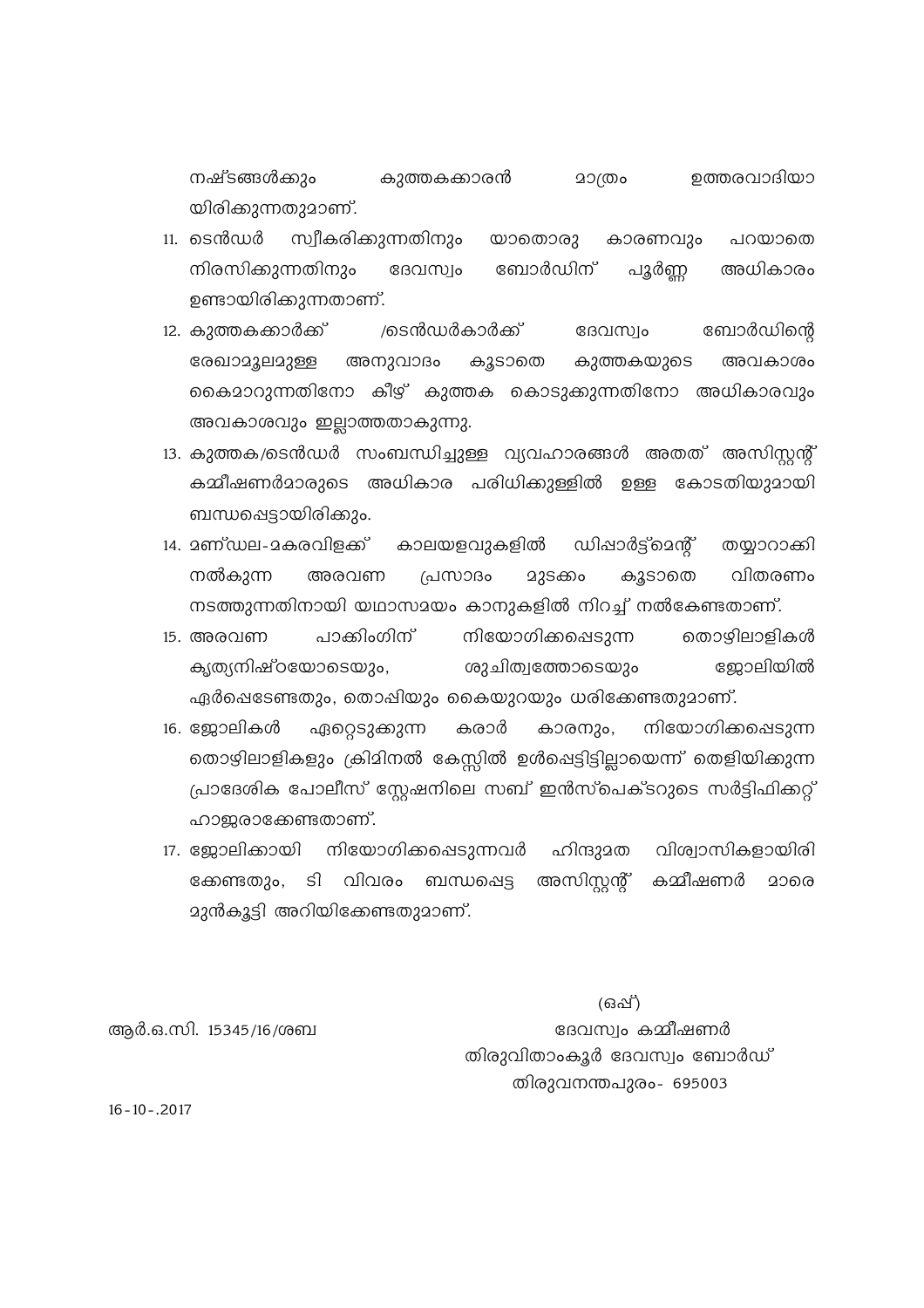നഷ്ടങ്ങൾക്കും കുത്തകക്കാരൻ മാത്രം ഉത്തരവാദിയായിരിക്കുന്നതുമാണ്.

11. ടെൻഡർ സ്വീകരിക്കുന്നതിനും യാതൊരു കാരണവും പറയാതെ നിരസിക്കുന്നതിനും ദേവസ്വം ബോർഡിന് പൂർണ്ണ അധികാരം ഉണ്ടായിരിക്കുന്നതാണ്.
12. കുത്തകക്കാർക്ക് /ടെൻഡർകാർക്ക് ദേവസ്വം ബോർഡിന്റെ രേഖാമൂലമുള്ള അനുവാദം കൂടാതെ കുത്തകയുടെ അവകാശം കൈമാറുന്നതിനോ കീഴ് കുത്തക കൊടുക്കുന്നതിനോ അധികാരവും അവകാശവും ഇല്ലാത്തതാകുന്നു.
13. കുത്തക/ടെൻഡർ സംബന്ധിച്ചുള്ള വ്യവഹാരങ്ങൾ അതത് അസിസ്റ്റന്റ് കമ്മീഷണർമാരുടെ അധികാര പരിധിക്കുള്ളിൽ ഉള്ള കോടതിയുമായി ബന്ധപ്പെട്ടായിരിക്കും.
14. മണ്ഡല-മകരവിളക്ക് കാലയളവുകളിൽ ഡിപ്പാർട്ട്മെന്റ് തയ്യാറാക്കി നൽകുന്ന അരവണ പ്രസാദം മുടക്കം കൂടാതെ വിതരണം നടത്തുന്നതിനായി യഥാസമയം കാനുകളിൽ നിറച്ച് നൽകേണ്ടതാണ്.
15. അരവണ പാക്കിംഗിന് നിയോഗിക്കപ്പെടുന്ന തൊഴിലാളികൾ കൃത്യനിഷ്ഠയോടെയും, ശുചിത്വത്തോടെയും ജോലിയിൽ ഏർപ്പെടേണ്ടതും, തൊപ്പിയും കൈയുറയും ധരിക്കേണ്ടതുമാണ്.
16. ജോലികൾ ഏറ്റെടുക്കുന്ന കരാർ കാരനും, നിയോഗിക്കപ്പെടുന്ന തൊഴിലാളികളും ക്രിമിനൽ കേസ്സിൽ ഉൾപ്പെട്ടിട്ടില്ലായെന്ന് തെളിയിക്കുന്ന പ്രാദേശിക പോലീസ് സ്റ്റേഷനിലെ സബ് ഇൻസ്പെക്ടറുടെ സർട്ടിഫിക്കറ്റ് ഹാജരാക്കേണ്ടതാണ്.
17. ജോലിക്കായി നിയോഗിക്കപ്പെടുന്നവർ ഹിന്ദുമത വിശ്വാസികളായിരിക്കേണ്ടതും, ടി വിവരം ബന്ധപ്പെട്ട അസിസ്റ്റന്റ് കമ്മീഷണർ മാരെ മുൻകൂട്ടി അറിയിക്കേണ്ടതുമാണ്.

(ഒപ്പ്)
ദേവസ്വം കമ്മീഷണർ
തിരുവിതാംകൂർ ദേവസ്വം ബോർഡ്
തിരുവനന്തപുരം- 695003

ആർ.ഒ.സി. 15345/16/ശബ

16-10-.2017